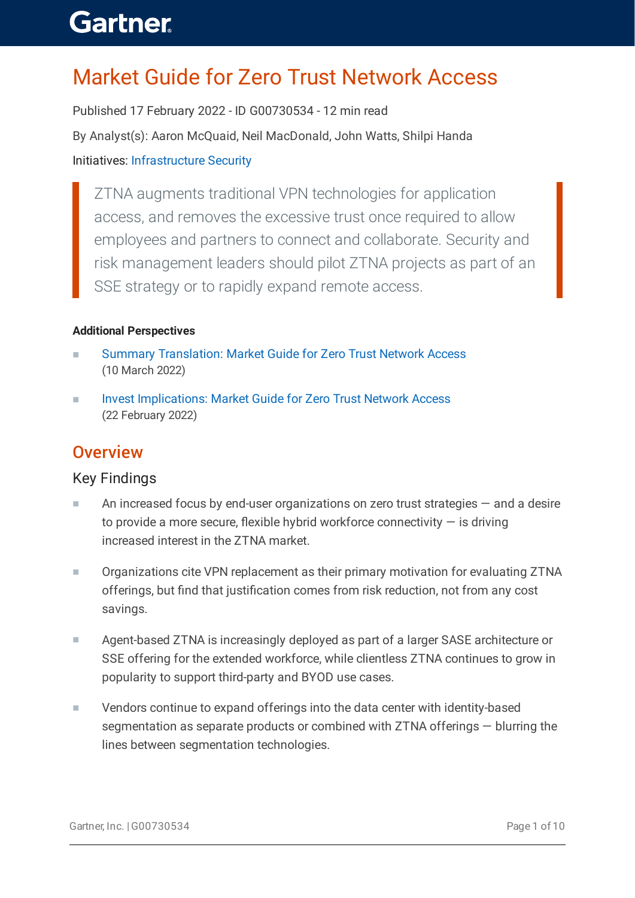# Market Guide for Zero Trust Network Access

Published 17 February 2022 - ID G00730534 - 12 min read

By Analyst(s): Aaron McQuaid, Neil MacDonald, John Watts, Shilpi Handa

Initiatives: Infrastructure Security

> ZTNA augments traditional VPN technologies for application access, and removes the excessive trust once required to allow employees and partners to connect and collaborate. Security and risk management leaders should pilot ZTNA projects as part of an SSE strategy or to rapidly expand remote access.

**Additional Perspectives**

- Summary Translation: Market Guide for Zero Trust Network Access (10 March 2022)
- Invest Implications: Market Guide for Zero Trust Network Access (22 February 2022)

## Overview

### Key Findings

- An increased focus by end-user organizations on zero trust strategies — and a desire to provide a more secure, flexible hybrid workforce connectivity — is driving increased interest in the ZTNA market.
- Organizations cite VPN replacement as their primary motivation for evaluating ZTNA offerings, but find that justification comes from risk reduction, not from any cost savings.
- Agent-based ZTNA is increasingly deployed as part of a larger SASE architecture or SSE offering for the extended workforce, while clientless ZTNA continues to grow in popularity to support third-party and BYOD use cases.
- Vendors continue to expand offerings into the data center with identity-based segmentation as separate products or combined with ZTNA offerings — blurring the lines between segmentation technologies.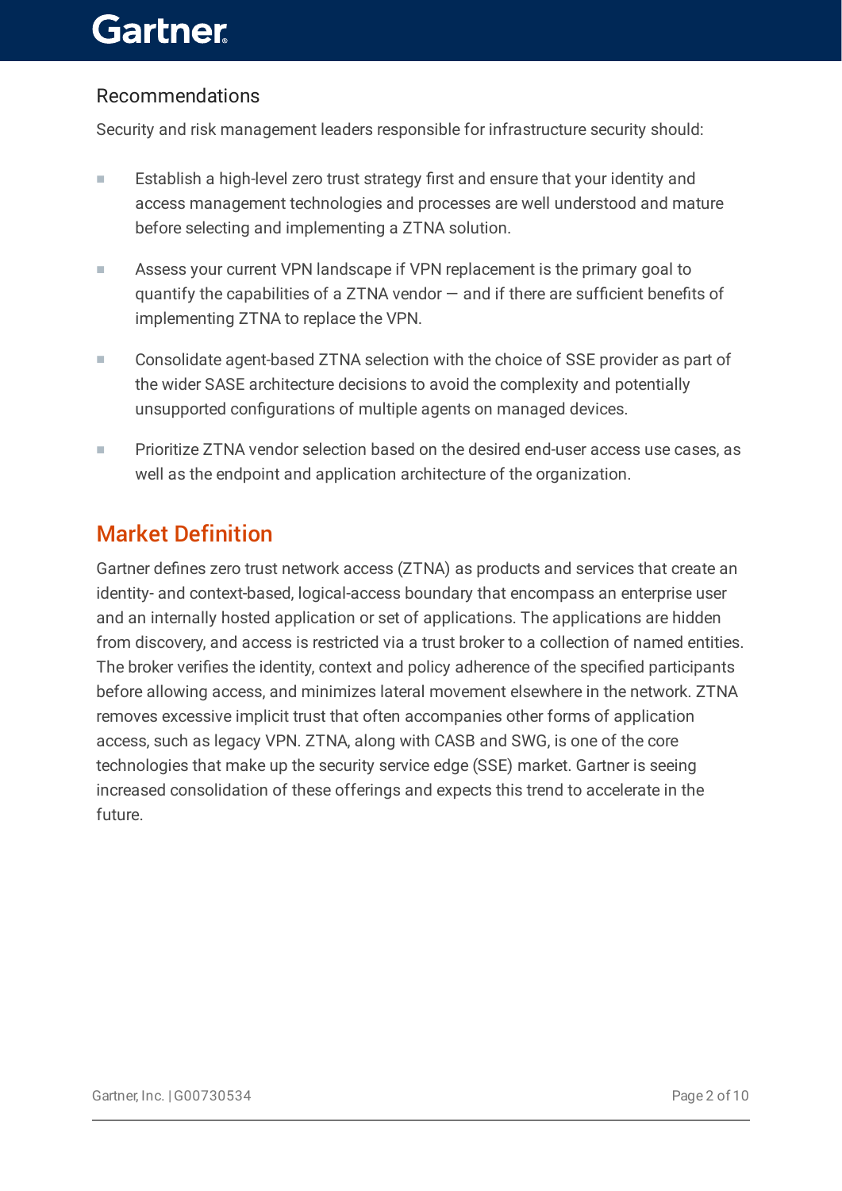### Recommendations

Security and risk management leaders responsible for infrastructure security should:

- Establish a high-level zero trust strategy first and ensure that your identity and access management technologies and processes are well understood and mature before selecting and implementing a ZTNA solution.
- Assess your current VPN landscape if VPN replacement is the primary goal to quantify the capabilities of a ZTNA vendor — and if there are sufficient benefits of implementing ZTNA to replace the VPN.
- Consolidate agent-based ZTNA selection with the choice of SSE provider as part of the wider SASE architecture decisions to avoid the complexity and potentially unsupported configurations of multiple agents on managed devices.
- Prioritize ZTNA vendor selection based on the desired end-user access use cases, as well as the endpoint and application architecture of the organization.

## Market Definition

Gartner defines zero trust network access (ZTNA) as products and services that create an identity- and context-based, logical-access boundary that encompass an enterprise user and an internally hosted application or set of applications. The applications are hidden from discovery, and access is restricted via a trust broker to a collection of named entities. The broker verifies the identity, context and policy adherence of the specified participants before allowing access, and minimizes lateral movement elsewhere in the network. ZTNA removes excessive implicit trust that often accompanies other forms of application access, such as legacy VPN. ZTNA, along with CASB and SWG, is one of the core technologies that make up the security service edge (SSE) market. Gartner is seeing increased consolidation of these offerings and expects this trend to accelerate in the future.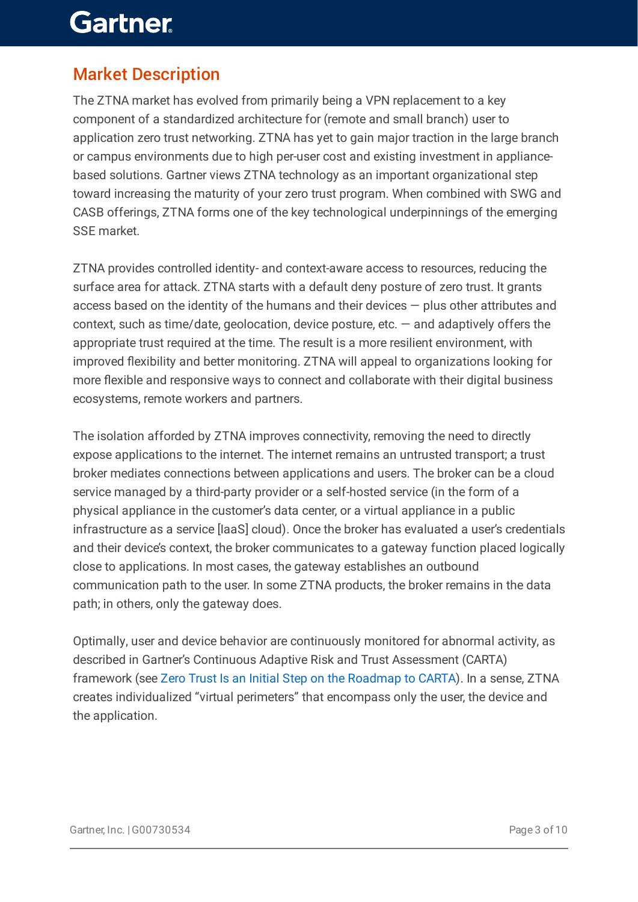## Market Description

The ZTNA market has evolved from primarily being a VPN replacement to a key component of a standardized architecture for (remote and small branch) user to application zero trust networking. ZTNA has yet to gain major traction in the large branch or campus environments due to high per-user cost and existing investment in appliance-based solutions. Gartner views ZTNA technology as an important organizational step toward increasing the maturity of your zero trust program. When combined with SWG and CASB offerings, ZTNA forms one of the key technological underpinnings of the emerging SSE market.

ZTNA provides controlled identity- and context-aware access to resources, reducing the surface area for attack. ZTNA starts with a default deny posture of zero trust. It grants access based on the identity of the humans and their devices — plus other attributes and context, such as time/date, geolocation, device posture, etc. — and adaptively offers the appropriate trust required at the time. The result is a more resilient environment, with improved flexibility and better monitoring. ZTNA will appeal to organizations looking for more flexible and responsive ways to connect and collaborate with their digital business ecosystems, remote workers and partners.

The isolation afforded by ZTNA improves connectivity, removing the need to directly expose applications to the internet. The internet remains an untrusted transport; a trust broker mediates connections between applications and users. The broker can be a cloud service managed by a third-party provider or a self-hosted service (in the form of a physical appliance in the customer's data center, or a virtual appliance in a public infrastructure as a service [IaaS] cloud). Once the broker has evaluated a user's credentials and their device's context, the broker communicates to a gateway function placed logically close to applications. In most cases, the gateway establishes an outbound communication path to the user. In some ZTNA products, the broker remains in the data path; in others, only the gateway does.

Optimally, user and device behavior are continuously monitored for abnormal activity, as described in Gartner's Continuous Adaptive Risk and Trust Assessment (CARTA) framework (see Zero Trust Is an Initial Step on the Roadmap to CARTA). In a sense, ZTNA creates individualized "virtual perimeters" that encompass only the user, the device and the application.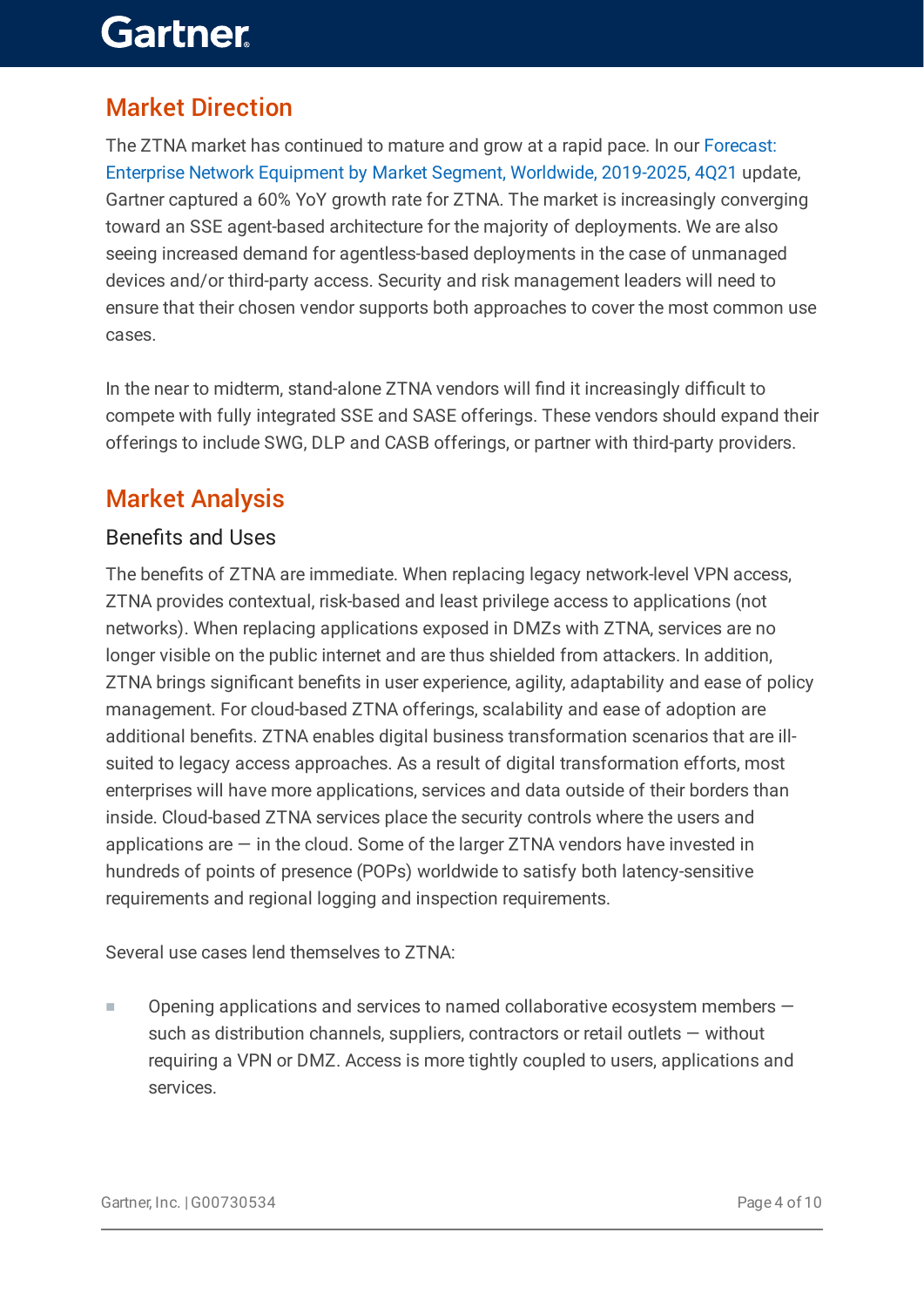## Market Direction

The ZTNA market has continued to mature and grow at a rapid pace. In our Forecast: Enterprise Network Equipment by Market Segment, Worldwide, 2019-2025, 4Q21 update, Gartner captured a 60% YoY growth rate for ZTNA. The market is increasingly converging toward an SSE agent-based architecture for the majority of deployments. We are also seeing increased demand for agentless-based deployments in the case of unmanaged devices and/or third-party access. Security and risk management leaders will need to ensure that their chosen vendor supports both approaches to cover the most common use cases.

In the near to midterm, stand-alone ZTNA vendors will find it increasingly difficult to compete with fully integrated SSE and SASE offerings. These vendors should expand their offerings to include SWG, DLP and CASB offerings, or partner with third-party providers.

## Market Analysis

### Benefits and Uses

The benefits of ZTNA are immediate. When replacing legacy network-level VPN access, ZTNA provides contextual, risk-based and least privilege access to applications (not networks). When replacing applications exposed in DMZs with ZTNA, services are no longer visible on the public internet and are thus shielded from attackers. In addition, ZTNA brings significant benefits in user experience, agility, adaptability and ease of policy management. For cloud-based ZTNA offerings, scalability and ease of adoption are additional benefits. ZTNA enables digital business transformation scenarios that are ill-suited to legacy access approaches. As a result of digital transformation efforts, most enterprises will have more applications, services and data outside of their borders than inside. Cloud-based ZTNA services place the security controls where the users and applications are — in the cloud. Some of the larger ZTNA vendors have invested in hundreds of points of presence (POPs) worldwide to satisfy both latency-sensitive requirements and regional logging and inspection requirements.

Several use cases lend themselves to ZTNA:

- Opening applications and services to named collaborative ecosystem members — such as distribution channels, suppliers, contractors or retail outlets — without requiring a VPN or DMZ. Access is more tightly coupled to users, applications and services.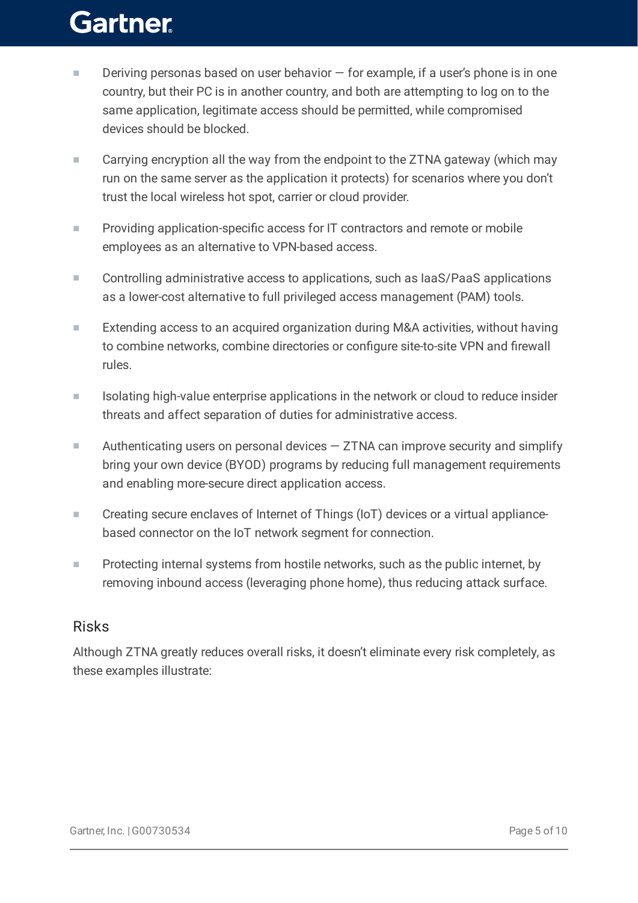- Deriving personas based on user behavior — for example, if a user's phone is in one country, but their PC is in another country, and both are attempting to log on to the same application, legitimate access should be permitted, while compromised devices should be blocked.
- Carrying encryption all the way from the endpoint to the ZTNA gateway (which may run on the same server as the application it protects) for scenarios where you don't trust the local wireless hot spot, carrier or cloud provider.
- Providing application-specific access for IT contractors and remote or mobile employees as an alternative to VPN-based access.
- Controlling administrative access to applications, such as IaaS/PaaS applications as a lower-cost alternative to full privileged access management (PAM) tools.
- Extending access to an acquired organization during M&A activities, without having to combine networks, combine directories or configure site-to-site VPN and firewall rules.
- Isolating high-value enterprise applications in the network or cloud to reduce insider threats and affect separation of duties for administrative access.
- Authenticating users on personal devices — ZTNA can improve security and simplify bring your own device (BYOD) programs by reducing full management requirements and enabling more-secure direct application access.
- Creating secure enclaves of Internet of Things (IoT) devices or a virtual appliance-based connector on the IoT network segment for connection.
- Protecting internal systems from hostile networks, such as the public internet, by removing inbound access (leveraging phone home), thus reducing attack surface.

## Risks

Although ZTNA greatly reduces overall risks, it doesn't eliminate every risk completely, as these examples illustrate: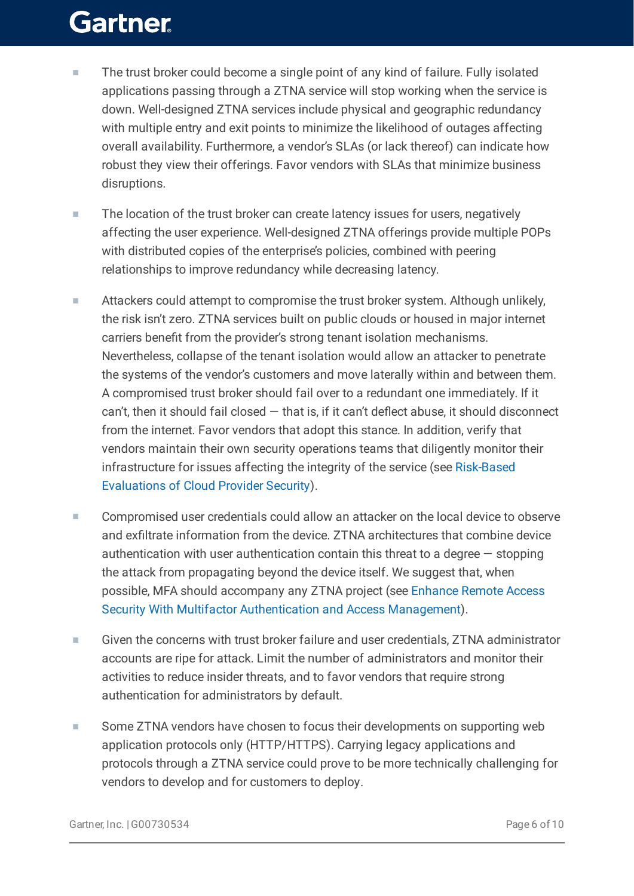- The trust broker could become a single point of any kind of failure. Fully isolated applications passing through a ZTNA service will stop working when the service is down. Well-designed ZTNA services include physical and geographic redundancy with multiple entry and exit points to minimize the likelihood of outages affecting overall availability. Furthermore, a vendor's SLAs (or lack thereof) can indicate how robust they view their offerings. Favor vendors with SLAs that minimize business disruptions.
- The location of the trust broker can create latency issues for users, negatively affecting the user experience. Well-designed ZTNA offerings provide multiple POPs with distributed copies of the enterprise's policies, combined with peering relationships to improve redundancy while decreasing latency.
- Attackers could attempt to compromise the trust broker system. Although unlikely, the risk isn't zero. ZTNA services built on public clouds or housed in major internet carriers benefit from the provider's strong tenant isolation mechanisms. Nevertheless, collapse of the tenant isolation would allow an attacker to penetrate the systems of the vendor's customers and move laterally within and between them. A compromised trust broker should fail over to a redundant one immediately. If it can't, then it should fail closed — that is, if it can't deflect abuse, it should disconnect from the internet. Favor vendors that adopt this stance. In addition, verify that vendors maintain their own security operations teams that diligently monitor their infrastructure for issues affecting the integrity of the service (see Risk-Based Evaluations of Cloud Provider Security).
- Compromised user credentials could allow an attacker on the local device to observe and exfiltrate information from the device. ZTNA architectures that combine device authentication with user authentication contain this threat to a degree — stopping the attack from propagating beyond the device itself. We suggest that, when possible, MFA should accompany any ZTNA project (see Enhance Remote Access Security With Multifactor Authentication and Access Management).
- Given the concerns with trust broker failure and user credentials, ZTNA administrator accounts are ripe for attack. Limit the number of administrators and monitor their activities to reduce insider threats, and to favor vendors that require strong authentication for administrators by default.
- Some ZTNA vendors have chosen to focus their developments on supporting web application protocols only (HTTP/HTTPS). Carrying legacy applications and protocols through a ZTNA service could prove to be more technically challenging for vendors to develop and for customers to deploy.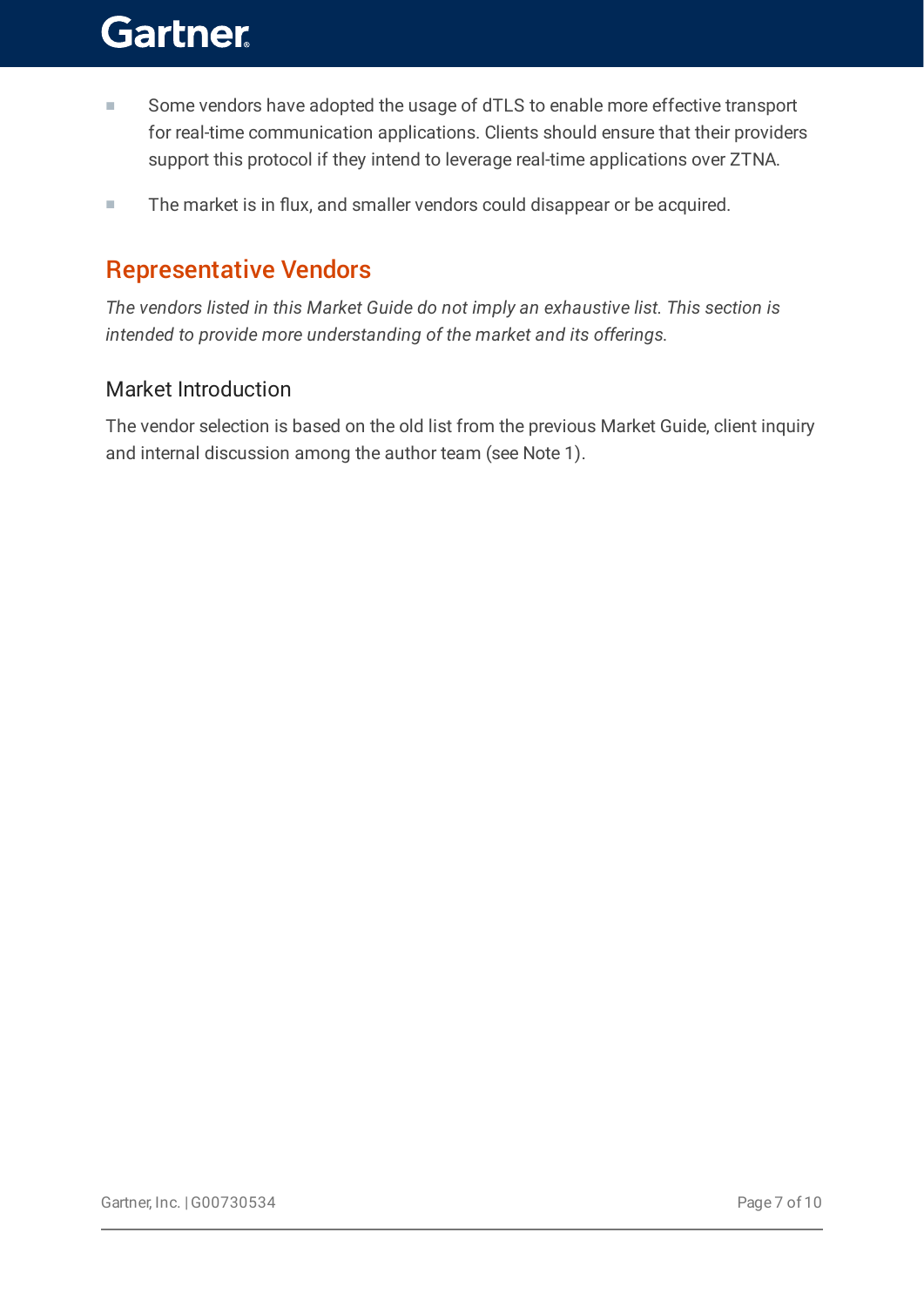- Some vendors have adopted the usage of dTLS to enable more effective transport for real-time communication applications. Clients should ensure that their providers support this protocol if they intend to leverage real-time applications over ZTNA.
- The market is in flux, and smaller vendors could disappear or be acquired.

## Representative Vendors

*The vendors listed in this Market Guide do not imply an exhaustive list. This section is intended to provide more understanding of the market and its offerings.*

### Market Introduction

The vendor selection is based on the old list from the previous Market Guide, client inquiry and internal discussion among the author team (see Note 1).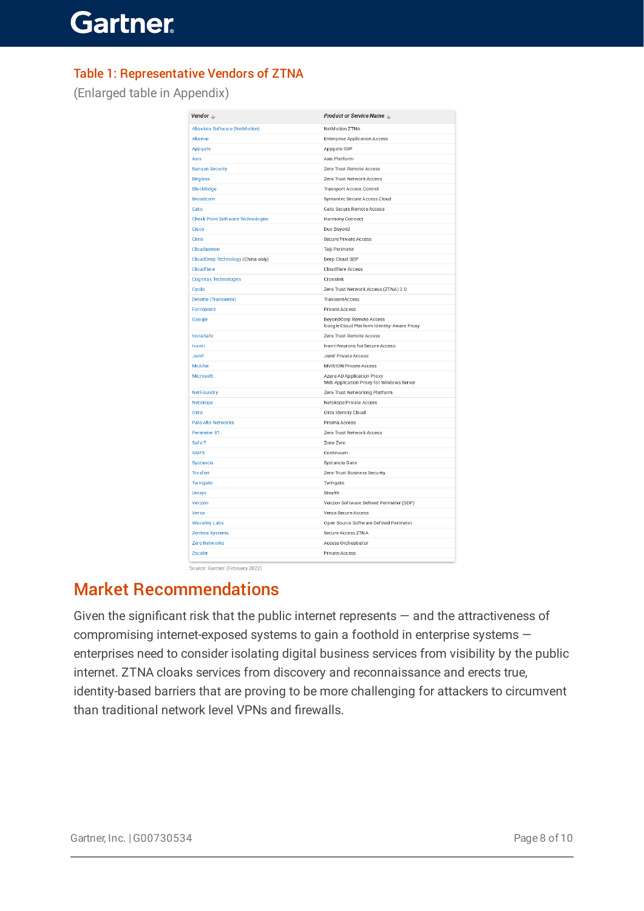### Table 1: Representative Vendors of ZTNA

(Enlarged table in Appendix)

| Vendor ↓ | Product or Service Name ↓ |
|---|---|
| Absolute Software (NetMotion) | NetMotion ZTNA |
| Akamai | Enterprise Application Access |
| Appgate | Appgate SDP |
| Axis | Axis Platform |
| Banyan Security | Zero Trust Remote Access |
| Bitglass | Zero Trust Network Access |
| BlackRidge | Transport Access Control |
| Broadcom | Symantec Secure Access Cloud |
| Cato | Cato Secure Remote Access |
| Check Point Software Technologies | Harmony Connect |
| Cisco | Duo Beyond |
| Citrix | Secure Private Access |
| Cloudaemon | Taiji Perimeter |
| CloudDeep Technology (China only) | Deep Cloud SDP |
| Cloudflare | Cloudflare Access |
| Cognitas Technologies | Crosslink |
| Cyolo | Zero Trust Network Access (ZTNA) 2.0 |
| Deloitte (TransientX) | TransientAccess |
| Forcepoint | Private Access |
| Google | BeyondCorp Remote Access<br>Google Cloud Platform Identity-Aware Proxy |
| InstaSafe | Zero Trust Remote Access |
| Ivanti | Ivanti Neurons for Secure Access |
| Jamf | Jamf Private Access |
| McAfee | MVISION Private Access |
| Microsoft | Azure AD Application Proxy<br>Web Application Proxy for Windows Server |
| NetFoundry | Zero Trust Networking Platform |
| Netskope | Netskope Private Access |
| Okta | Okta Identity Cloud |
| Palo Alto Networks | Prisma Access |
| Perimeter 81 | Zero Trust Network Access |
| Safe-T | Zone Zero |
| SAIFE | Continuum |
| Systancia | Systancia Gate |
| Trusfort | Zero-Trust Business Security |
| Twingate | Twingate |
| Unisys | Stealth |
| Verizon | Verizon Software Defined Perimeter (SDP) |
| Versa | Versa Secure Access |
| Waverley Labs | Open Source Software Defined Perimeter |
| Zentera Systems | Secure Access ZTNA |
| Zero Networks | Access Orchestrator |
| Zscaler | Private Access |

Source: Gartner (February 2022)

## Market Recommendations

Given the significant risk that the public internet represents — and the attractiveness of compromising internet-exposed systems to gain a foothold in enterprise systems — enterprises need to consider isolating digital business services from visibility by the public internet. ZTNA cloaks services from discovery and reconnaissance and erects true, identity-based barriers that are proving to be more challenging for attackers to circumvent than traditional network level VPNs and firewalls.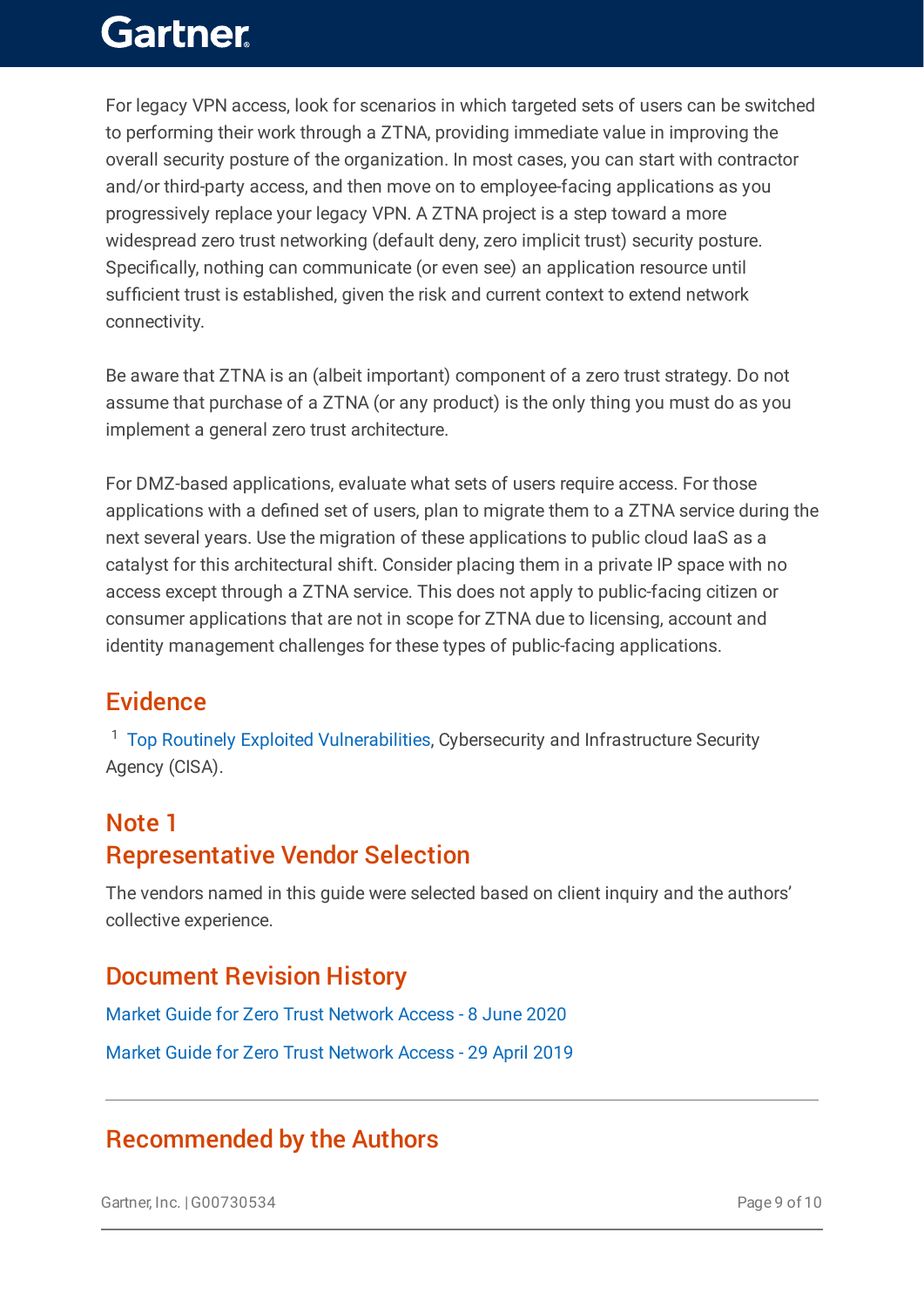For legacy VPN access, look for scenarios in which targeted sets of users can be switched to performing their work through a ZTNA, providing immediate value in improving the overall security posture of the organization. In most cases, you can start with contractor and/or third-party access, and then move on to employee-facing applications as you progressively replace your legacy VPN. A ZTNA project is a step toward a more widespread zero trust networking (default deny, zero implicit trust) security posture. Specifically, nothing can communicate (or even see) an application resource until sufficient trust is established, given the risk and current context to extend network connectivity.

Be aware that ZTNA is an (albeit important) component of a zero trust strategy. Do not assume that purchase of a ZTNA (or any product) is the only thing you must do as you implement a general zero trust architecture.

For DMZ-based applications, evaluate what sets of users require access. For those applications with a defined set of users, plan to migrate them to a ZTNA service during the next several years. Use the migration of these applications to public cloud IaaS as a catalyst for this architectural shift. Consider placing them in a private IP space with no access except through a ZTNA service. This does not apply to public-facing citizen or consumer applications that are not in scope for ZTNA due to licensing, account and identity management challenges for these types of public-facing applications.

## Evidence

[1] Top Routinely Exploited Vulnerabilities, Cybersecurity and Infrastructure Security Agency (CISA).

## Note 1
## Representative Vendor Selection

The vendors named in this guide were selected based on client inquiry and the authors' collective experience.

## Document Revision History

Market Guide for Zero Trust Network Access - 8 June 2020

Market Guide for Zero Trust Network Access - 29 April 2019

---

## Recommended by the Authors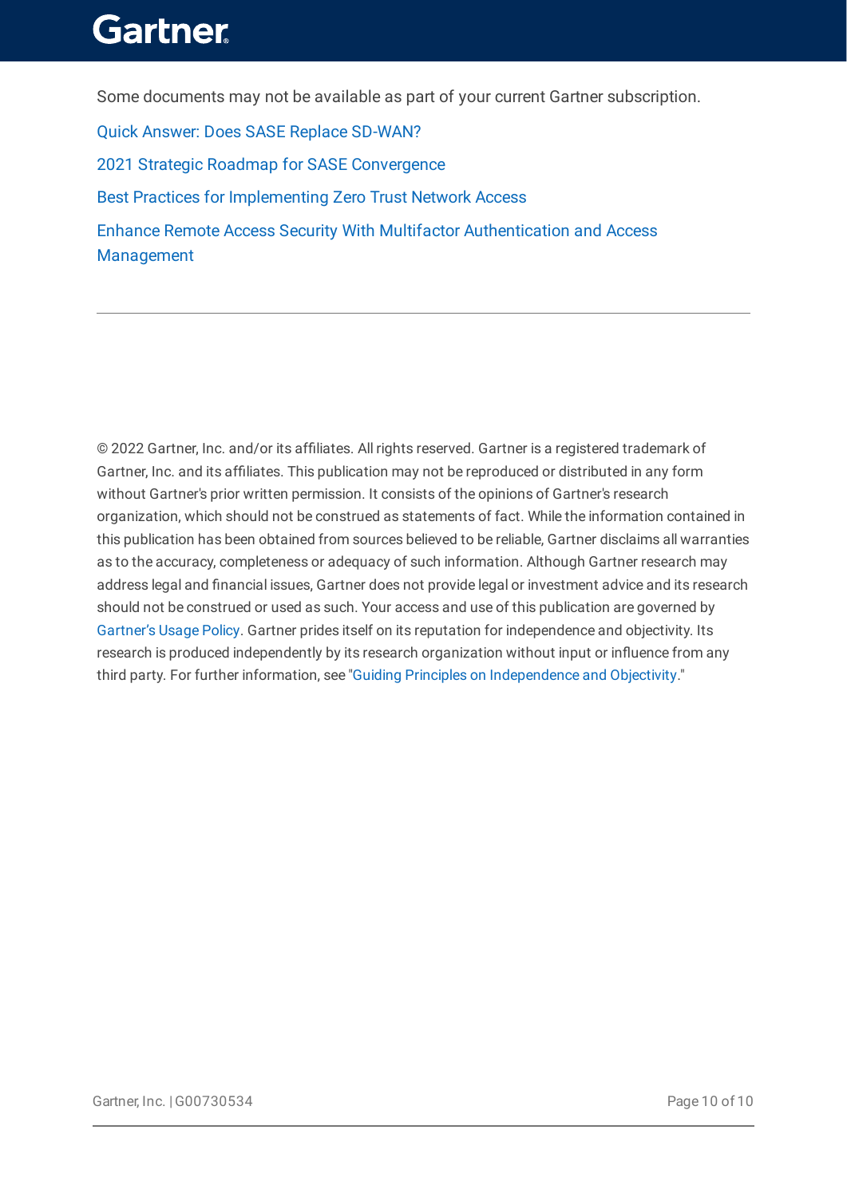Some documents may not be available as part of your current Gartner subscription.

Quick Answer: Does SASE Replace SD-WAN?

2021 Strategic Roadmap for SASE Convergence

Best Practices for Implementing Zero Trust Network Access

Enhance Remote Access Security With Multifactor Authentication and Access Management

---

© 2022 Gartner, Inc. and/or its affiliates. All rights reserved. Gartner is a registered trademark of Gartner, Inc. and its affiliates. This publication may not be reproduced or distributed in any form without Gartner's prior written permission. It consists of the opinions of Gartner's research organization, which should not be construed as statements of fact. While the information contained in this publication has been obtained from sources believed to be reliable, Gartner disclaims all warranties as to the accuracy, completeness or adequacy of such information. Although Gartner research may address legal and financial issues, Gartner does not provide legal or investment advice and its research should not be construed or used as such. Your access and use of this publication are governed by Gartner's Usage Policy. Gartner prides itself on its reputation for independence and objectivity. Its research is produced independently by its research organization without input or influence from any third party. For further information, see "Guiding Principles on Independence and Objectivity."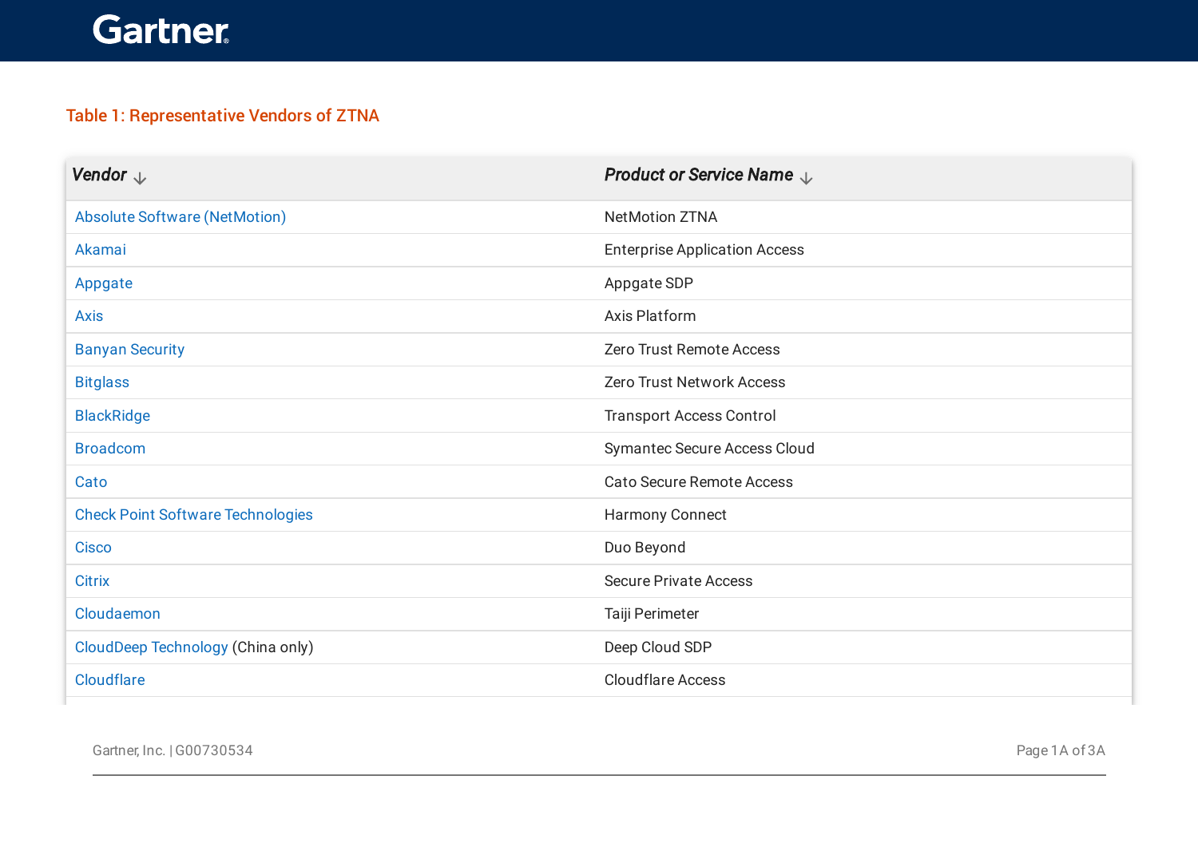Table 1: Representative Vendors of ZTNA

| *Vendor* | *Product or Service Name* |
|---|---|
| Absolute Software (NetMotion) | NetMotion ZTNA |
| Akamai | Enterprise Application Access |
| Appgate | Appgate SDP |
| Axis | Axis Platform |
| Banyan Security | Zero Trust Remote Access |
| Bitglass | Zero Trust Network Access |
| BlackRidge | Transport Access Control |
| Broadcom | Symantec Secure Access Cloud |
| Cato | Cato Secure Remote Access |
| Check Point Software Technologies | Harmony Connect |
| Cisco | Duo Beyond |
| Citrix | Secure Private Access |
| Cloudaemon | Taiji Perimeter |
| CloudDeep Technology (China only) | Deep Cloud SDP |
| Cloudflare | Cloudflare Access |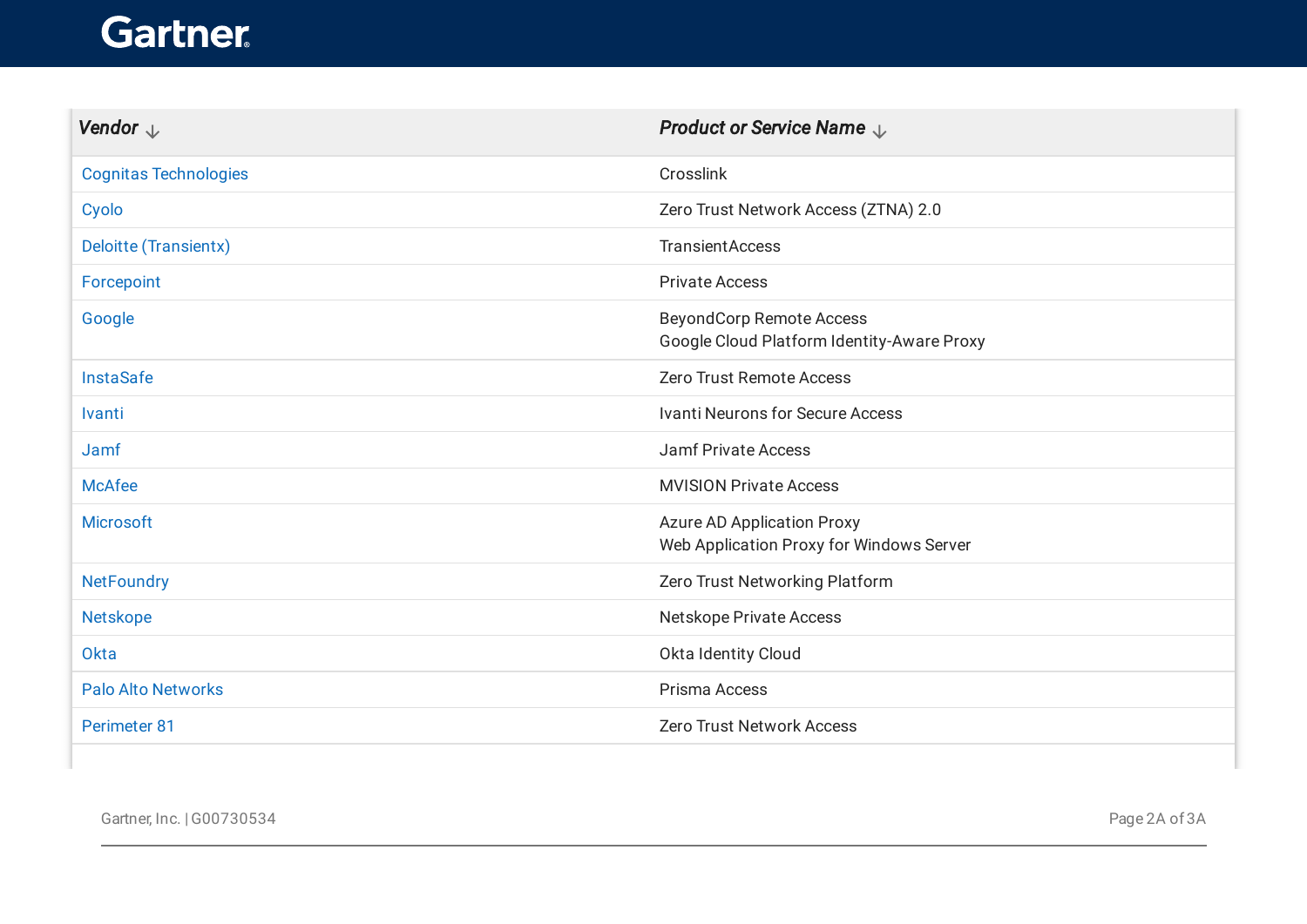| Vendor | Product or Service Name |
|---|---|
| Cognitas Technologies | Crosslink |
| Cyolo | Zero Trust Network Access (ZTNA) 2.0 |
| Deloitte (Transientx) | TransientAccess |
| Forcepoint | Private Access |
| Google | BeyondCorp Remote Access<br>Google Cloud Platform Identity-Aware Proxy |
| InstaSafe | Zero Trust Remote Access |
| Ivanti | Ivanti Neurons for Secure Access |
| Jamf | Jamf Private Access |
| McAfee | MVISION Private Access |
| Microsoft | Azure AD Application Proxy<br>Web Application Proxy for Windows Server |
| NetFoundry | Zero Trust Networking Platform |
| Netskope | Netskope Private Access |
| Okta | Okta Identity Cloud |
| Palo Alto Networks | Prisma Access |
| Perimeter 81 | Zero Trust Network Access |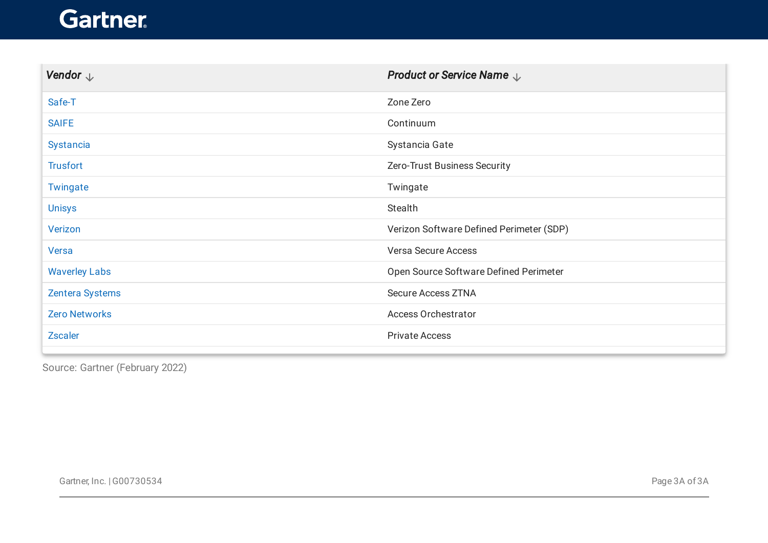| Vendor | Product or Service Name |
|---|---|
| Safe-T | Zone Zero |
| SAIFE | Continuum |
| Systancia | Systancia Gate |
| Trusfort | Zero-Trust Business Security |
| Twingate | Twingate |
| Unisys | Stealth |
| Verizon | Verizon Software Defined Perimeter (SDP) |
| Versa | Versa Secure Access |
| Waverley Labs | Open Source Software Defined Perimeter |
| Zentera Systems | Secure Access ZTNA |
| Zero Networks | Access Orchestrator |
| Zscaler | Private Access |

Source: Gartner (February 2022)